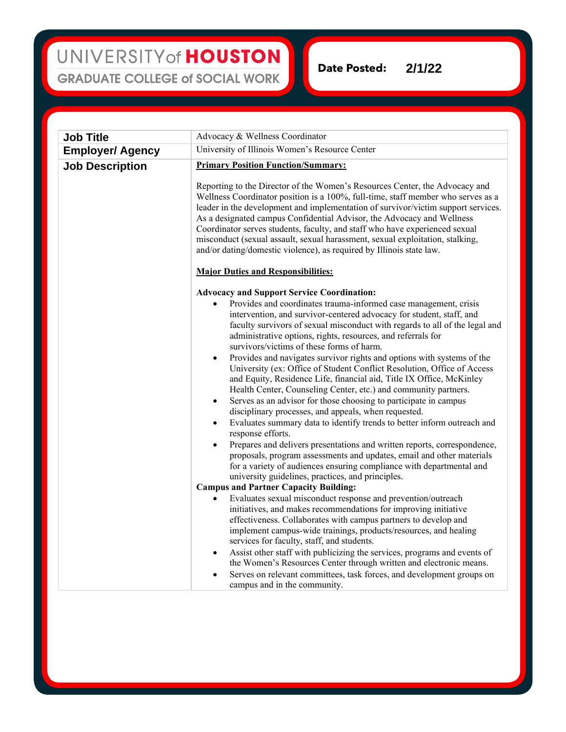UNIVERSITY of HOUSTON
GRADUATE COLLEGE of SOCIAL WORK

**Date Posted:** 2/1/22

| **Job Title** | Advocacy & Wellness Coordinator |
|---|---|
| **Employer/ Agency** | University of Illinois Women's Resource Center |
| **Job Description** | **Primary Position Function/Summary:**<br><br>Reporting to the Director of the Women's Resources Center, the Advocacy and Wellness Coordinator position is a 100%, full-time, staff member who serves as a leader in the development and implementation of survivor/victim support services. As a designated campus Confidential Advisor, the Advocacy and Wellness Coordinator serves students, faculty, and staff who have experienced sexual misconduct (sexual assault, sexual harassment, sexual exploitation, stalking, and/or dating/domestic violence), as required by Illinois state law.<br><br>**Major Duties and Responsibilities:**<br><br>**Advocacy and Support Service Coordination:**<br>• Provides and coordinates trauma-informed case management, crisis intervention, and survivor-centered advocacy for student, staff, and faculty survivors of sexual misconduct with regards to all of the legal and administrative options, rights, resources, and referrals for survivors/victims of these forms of harm.<br>• Provides and navigates survivor rights and options with systems of the University (ex: Office of Student Conflict Resolution, Office of Access and Equity, Residence Life, financial aid, Title IX Office, McKinley Health Center, Counseling Center, etc.) and community partners.<br>• Serves as an advisor for those choosing to participate in campus disciplinary processes, and appeals, when requested.<br>• Evaluates summary data to identify trends to better inform outreach and response efforts.<br>• Prepares and delivers presentations and written reports, correspondence, proposals, program assessments and updates, email and other materials for a variety of audiences ensuring compliance with departmental and university guidelines, practices, and principles.<br>**Campus and Partner Capacity Building:**<br>• Evaluates sexual misconduct response and prevention/outreach initiatives, and makes recommendations for improving initiative effectiveness. Collaborates with campus partners to develop and implement campus-wide trainings, products/resources, and healing services for faculty, staff, and students.<br>• Assist other staff with publicizing the services, programs and events of the Women's Resources Center through written and electronic means.<br>• Serves on relevant committees, task forces, and development groups on campus and in the community. |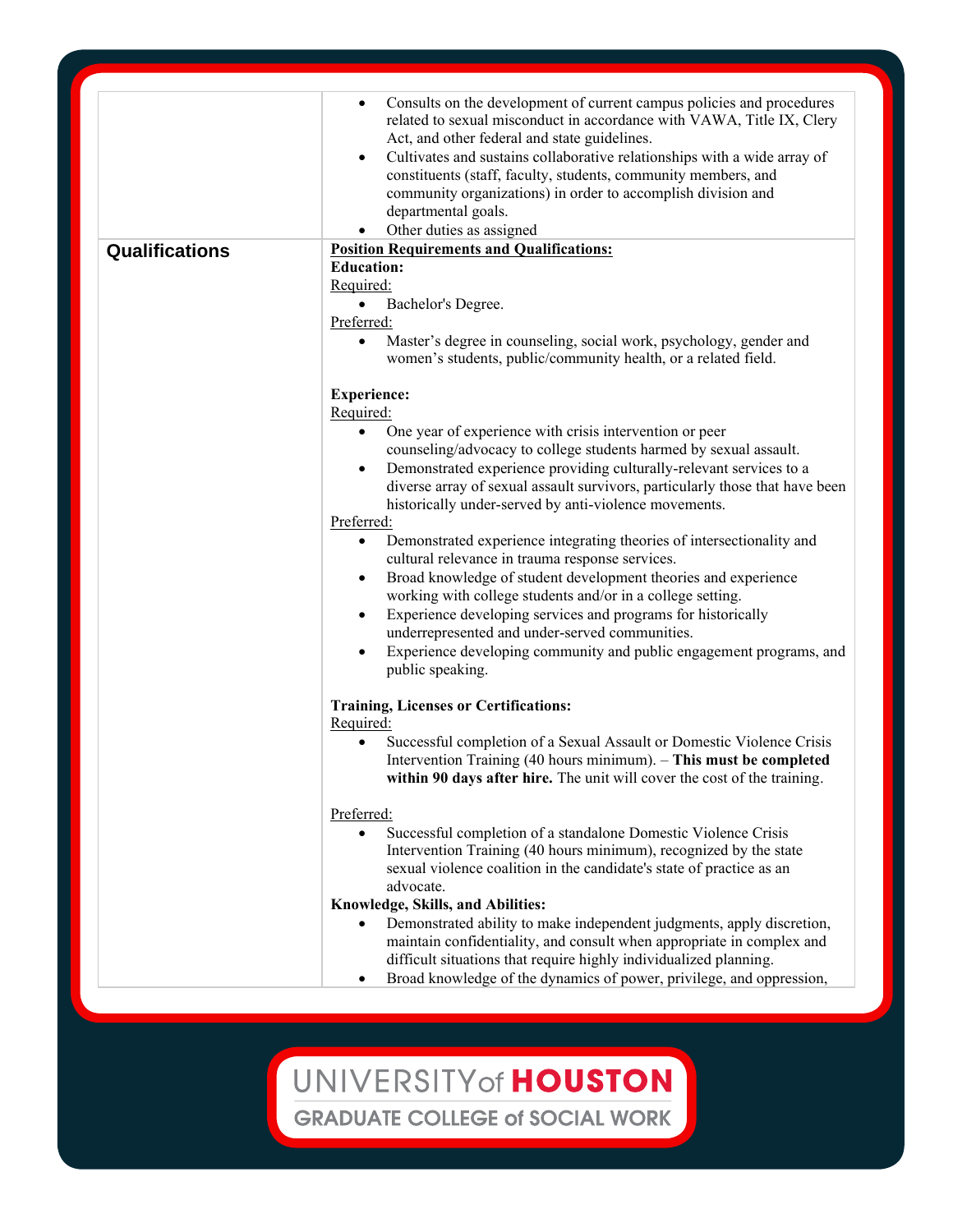| | |
|---|---|
| | • Consults on the development of current campus policies and procedures related to sexual misconduct in accordance with VAWA, Title IX, Clery Act, and other federal and state guidelines.<br>• Cultivates and sustains collaborative relationships with a wide array of constituents (staff, faculty, students, community members, and community organizations) in order to accomplish division and departmental goals.<br>• Other duties as assigned |
| **Qualifications** | **Position Requirements and Qualifications:**<br>**Education:**<br>Required:<br>• Bachelor's Degree.<br>Preferred:<br>• Master's degree in counseling, social work, psychology, gender and women's students, public/community health, or a related field.<br><br>**Experience:**<br>Required:<br>• One year of experience with crisis intervention or peer counseling/advocacy to college students harmed by sexual assault.<br>• Demonstrated experience providing culturally-relevant services to a diverse array of sexual assault survivors, particularly those that have been historically under-served by anti-violence movements.<br>Preferred:<br>• Demonstrated experience integrating theories of intersectionality and cultural relevance in trauma response services.<br>• Broad knowledge of student development theories and experience working with college students and/or in a college setting.<br>• Experience developing services and programs for historically underrepresented and under-served communities.<br>• Experience developing community and public engagement programs, and public speaking.<br><br>**Training, Licenses or Certifications:**<br>Required:<br>• Successful completion of a Sexual Assault or Domestic Violence Crisis Intervention Training (40 hours minimum). – **This must be completed within 90 days after hire.** The unit will cover the cost of the training.<br><br>Preferred:<br>• Successful completion of a standalone Domestic Violence Crisis Intervention Training (40 hours minimum), recognized by the state sexual violence coalition in the candidate's state of practice as an advocate.<br>**Knowledge, Skills, and Abilities:**<br>• Demonstrated ability to make independent judgments, apply discretion, maintain confidentiality, and consult when appropriate in complex and difficult situations that require highly individualized planning.<br>• Broad knowledge of the dynamics of power, privilege, and oppression, |

UNIVERSITY of HOUSTON
GRADUATE COLLEGE of SOCIAL WORK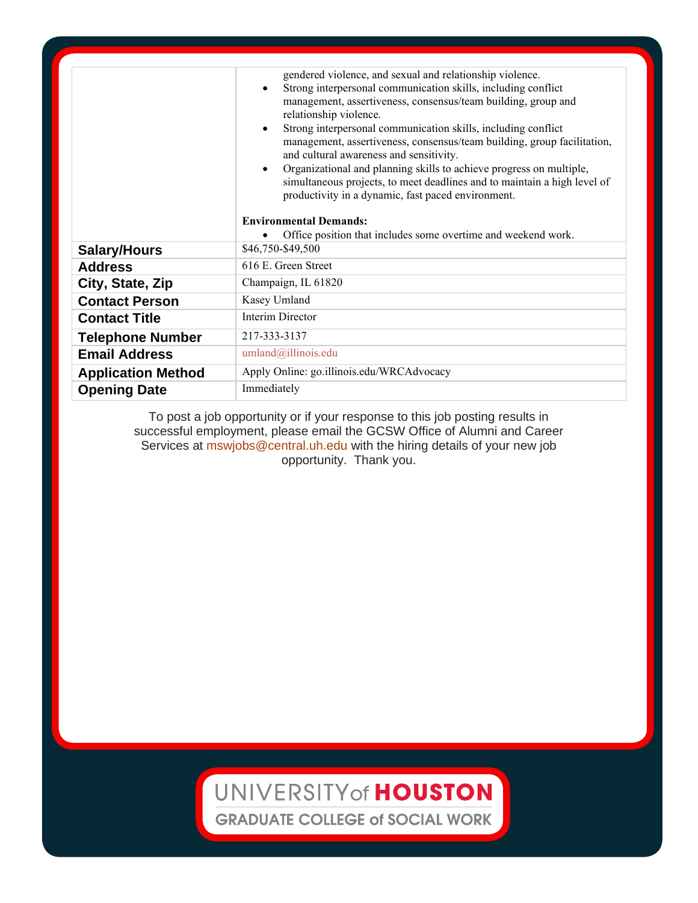| | |
|---|---|
| | gendered violence, and sexual and relationship violence.<br>• Strong interpersonal communication skills, including conflict management, assertiveness, consensus/team building, group and relationship violence.<br>• Strong interpersonal communication skills, including conflict management, assertiveness, consensus/team building, group facilitation, and cultural awareness and sensitivity.<br>• Organizational and planning skills to achieve progress on multiple, simultaneous projects, to meet deadlines and to maintain a high level of productivity in a dynamic, fast paced environment.<br><br>**Environmental Demands:**<br>• Office position that includes some overtime and weekend work. |
| **Salary/Hours** | $46,750-$49,500 |
| **Address** | 616 E. Green Street |
| **City, State, Zip** | Champaign, IL 61820 |
| **Contact Person** | Kasey Umland |
| **Contact Title** | Interim Director |
| **Telephone Number** | 217-333-3137 |
| **Email Address** | umland@illinois.edu |
| **Application Method** | Apply Online: go.illinois.edu/WRCAdvocacy |
| **Opening Date** | Immediately |

To post a job opportunity or if your response to this job posting results in successful employment, please email the GCSW Office of Alumni and Career Services at mswjobs@central.uh.edu with the hiring details of your new job opportunity. Thank you.

UNIVERSITY of HOUSTON
GRADUATE COLLEGE of SOCIAL WORK